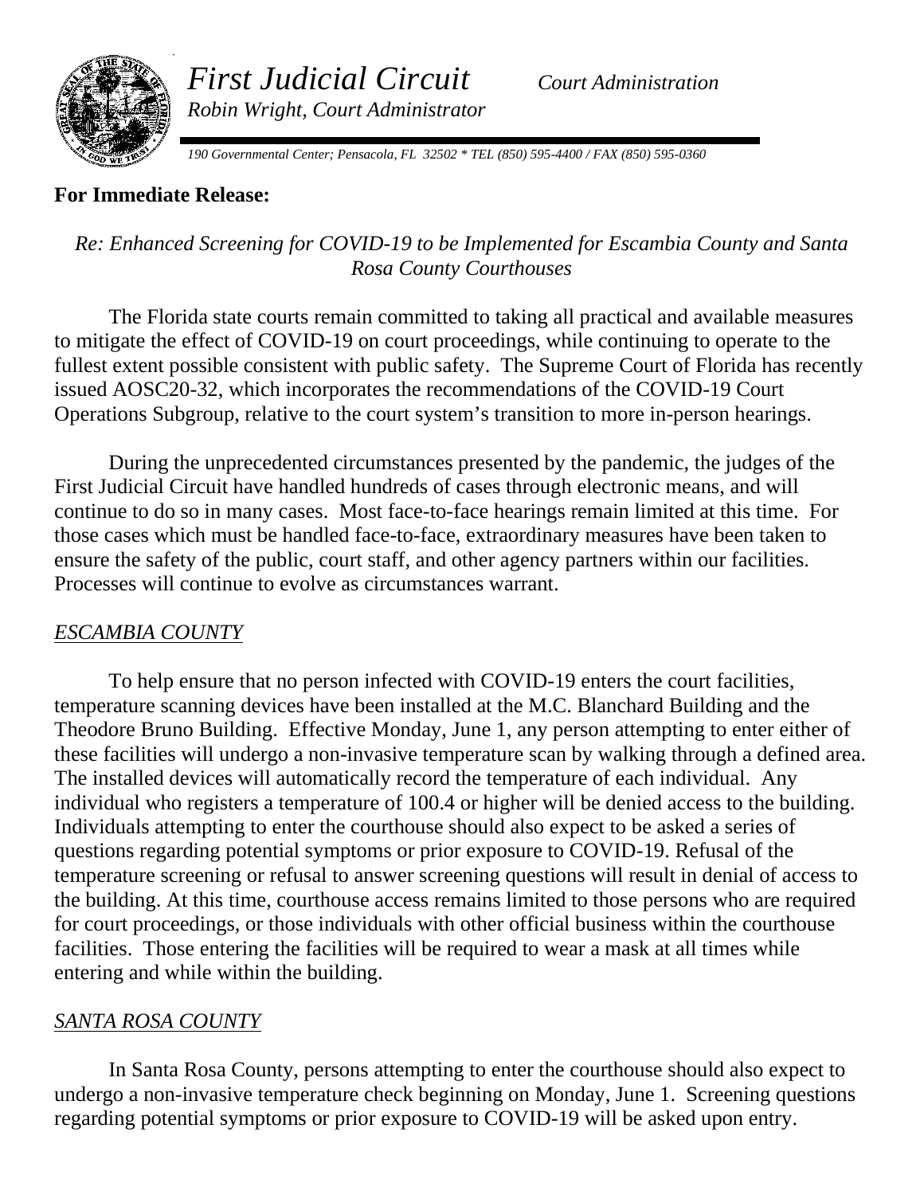*First Judicial Circuit* *Court Administration*

*Robin Wright, Court Administrator*

*190 Governmental Center; Pensacola, FL 32502 * TEL (850) 595-4400 / FAX (850) 595-0360*

**For Immediate Release:**

*Re: Enhanced Screening for COVID-19 to be Implemented for Escambia County and Santa Rosa County Courthouses*

The Florida state courts remain committed to taking all practical and available measures to mitigate the effect of COVID-19 on court proceedings, while continuing to operate to the fullest extent possible consistent with public safety. The Supreme Court of Florida has recently issued AOSC20-32, which incorporates the recommendations of the COVID-19 Court Operations Subgroup, relative to the court system's transition to more in-person hearings.

During the unprecedented circumstances presented by the pandemic, the judges of the First Judicial Circuit have handled hundreds of cases through electronic means, and will continue to do so in many cases. Most face-to-face hearings remain limited at this time. For those cases which must be handled face-to-face, extraordinary measures have been taken to ensure the safety of the public, court staff, and other agency partners within our facilities. Processes will continue to evolve as circumstances warrant.

## *ESCAMBIA COUNTY*

To help ensure that no person infected with COVID-19 enters the court facilities, temperature scanning devices have been installed at the M.C. Blanchard Building and the Theodore Bruno Building. Effective Monday, June 1, any person attempting to enter either of these facilities will undergo a non-invasive temperature scan by walking through a defined area. The installed devices will automatically record the temperature of each individual. Any individual who registers a temperature of 100.4 or higher will be denied access to the building. Individuals attempting to enter the courthouse should also expect to be asked a series of questions regarding potential symptoms or prior exposure to COVID-19. Refusal of the temperature screening or refusal to answer screening questions will result in denial of access to the building. At this time, courthouse access remains limited to those persons who are required for court proceedings, or those individuals with other official business within the courthouse facilities. Those entering the facilities will be required to wear a mask at all times while entering and while within the building.

## *SANTA ROSA COUNTY*

In Santa Rosa County, persons attempting to enter the courthouse should also expect to undergo a non-invasive temperature check beginning on Monday, June 1. Screening questions regarding potential symptoms or prior exposure to COVID-19 will be asked upon entry.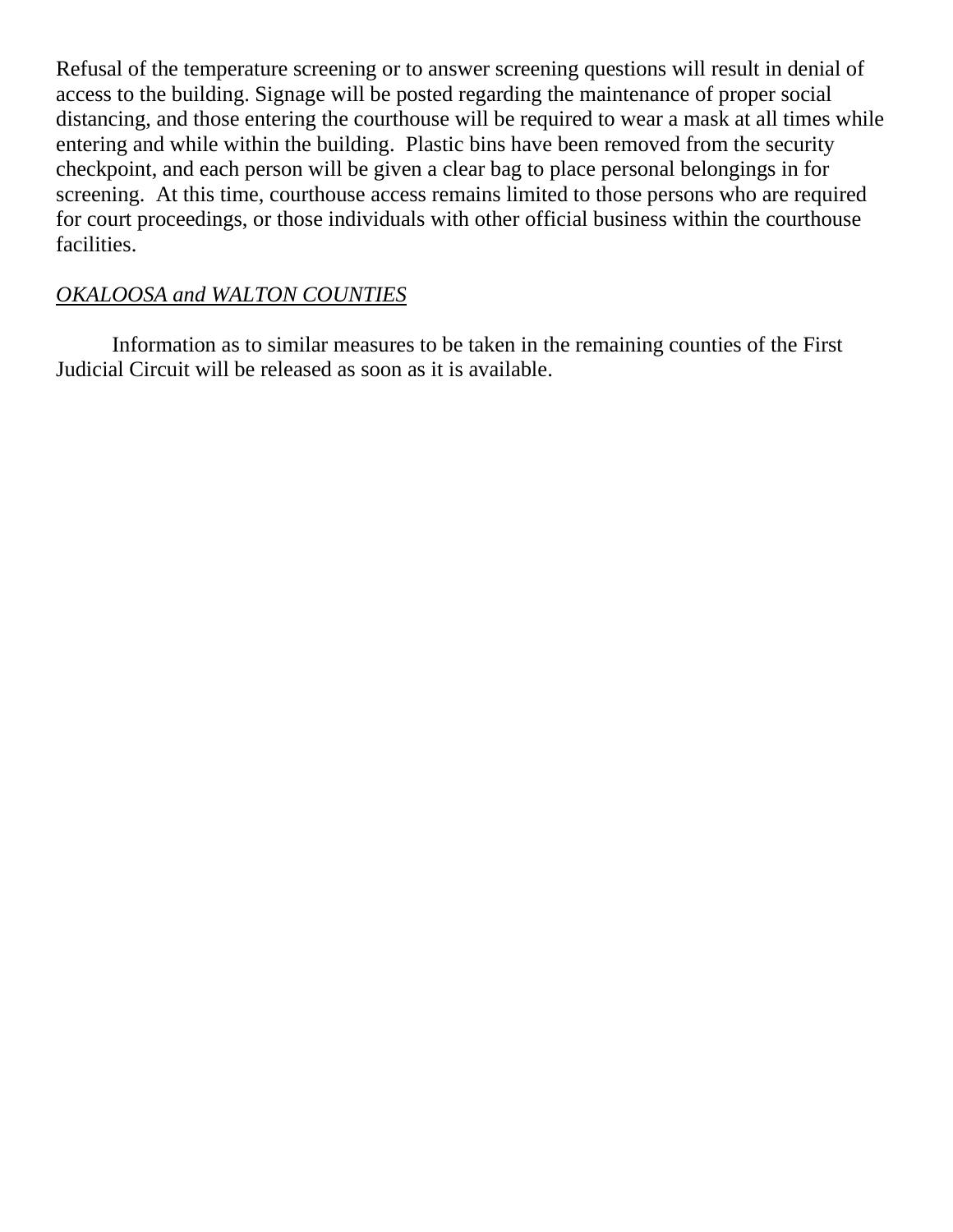Refusal of the temperature screening or to answer screening questions will result in denial of access to the building. Signage will be posted regarding the maintenance of proper social distancing, and those entering the courthouse will be required to wear a mask at all times while entering and while within the building. Plastic bins have been removed from the security checkpoint, and each person will be given a clear bag to place personal belongings in for screening. At this time, courthouse access remains limited to those persons who are required for court proceedings, or those individuals with other official business within the courthouse facilities.

*OKALOOSA and WALTON COUNTIES*

Information as to similar measures to be taken in the remaining counties of the First Judicial Circuit will be released as soon as it is available.